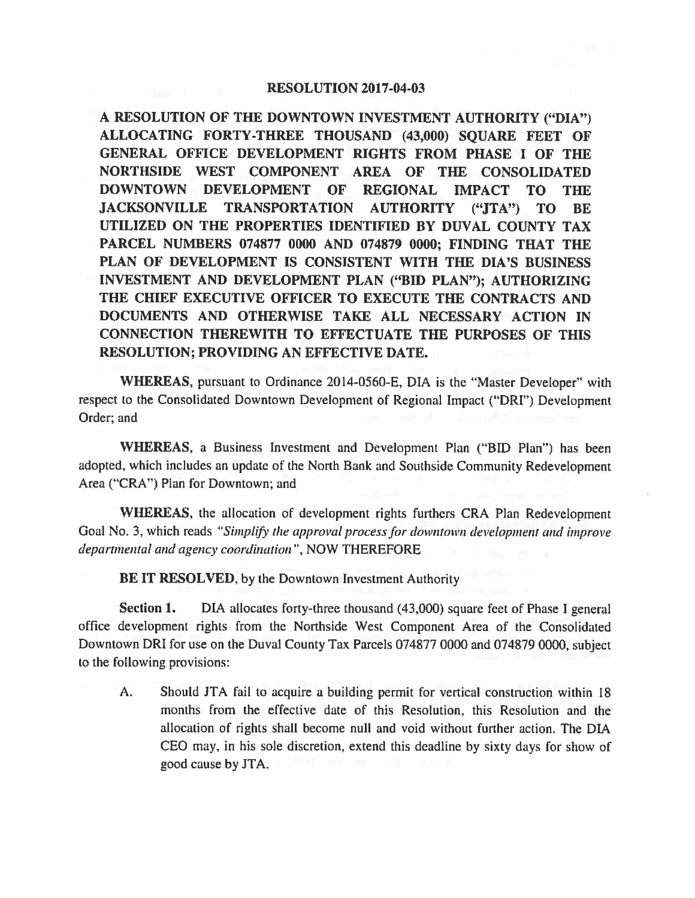# RESOLUTION 2017-04-03

**A RESOLUTION OF THE DOWNTOWN INVESTMENT AUTHORITY ("DIA") ALLOCATING FORTY-THREE THOUSAND (43,000) SQUARE FEET OF GENERAL OFFICE DEVELOPMENT RIGHTS FROM PHASE I OF THE NORTHSIDE WEST COMPONENT AREA OF THE CONSOLIDATED DOWNTOWN DEVELOPMENT OF REGIONAL IMPACT TO THE JACKSONVILLE TRANSPORTATION AUTHORITY ("JTA") TO BE UTILIZED ON THE PROPERTIES IDENTIFIED BY DUVAL COUNTY TAX PARCEL NUMBERS 074877 0000 AND 074879 0000; FINDING THAT THE PLAN OF DEVELOPMENT IS CONSISTENT WITH THE DIA'S BUSINESS INVESTMENT AND DEVELOPMENT PLAN ("BID PLAN"); AUTHORIZING THE CHIEF EXECUTIVE OFFICER TO EXECUTE THE CONTRACTS AND DOCUMENTS AND OTHERWISE TAKE ALL NECESSARY ACTION IN CONNECTION THEREWITH TO EFFECTUATE THE PURPOSES OF THIS RESOLUTION; PROVIDING AN EFFECTIVE DATE.**

**WHEREAS**, pursuant to Ordinance 2014-0560-E, DIA is the "Master Developer" with respect to the Consolidated Downtown Development of Regional Impact ("DRI") Development Order; and

**WHEREAS**, a Business Investment and Development Plan ("BID Plan") has been adopted, which includes an update of the North Bank and Southside Community Redevelopment Area ("CRA") Plan for Downtown; and

**WHEREAS**, the allocation of development rights furthers CRA Plan Redevelopment Goal No. 3, which reads *"Simplify the approval process for downtown development and improve departmental and agency coordination"*, NOW THEREFORE

**BE IT RESOLVED**, by the Downtown Investment Authority

**Section 1.** DIA allocates forty-three thousand (43,000) square feet of Phase I general office development rights from the Northside West Component Area of the Consolidated Downtown DRI for use on the Duval County Tax Parcels 074877 0000 and 074879 0000, subject to the following provisions:

A. Should JTA fail to acquire a building permit for vertical construction within 18 months from the effective date of this Resolution, this Resolution and the allocation of rights shall become null and void without further action. The DIA CEO may, in his sole discretion, extend this deadline by sixty days for show of good cause by JTA.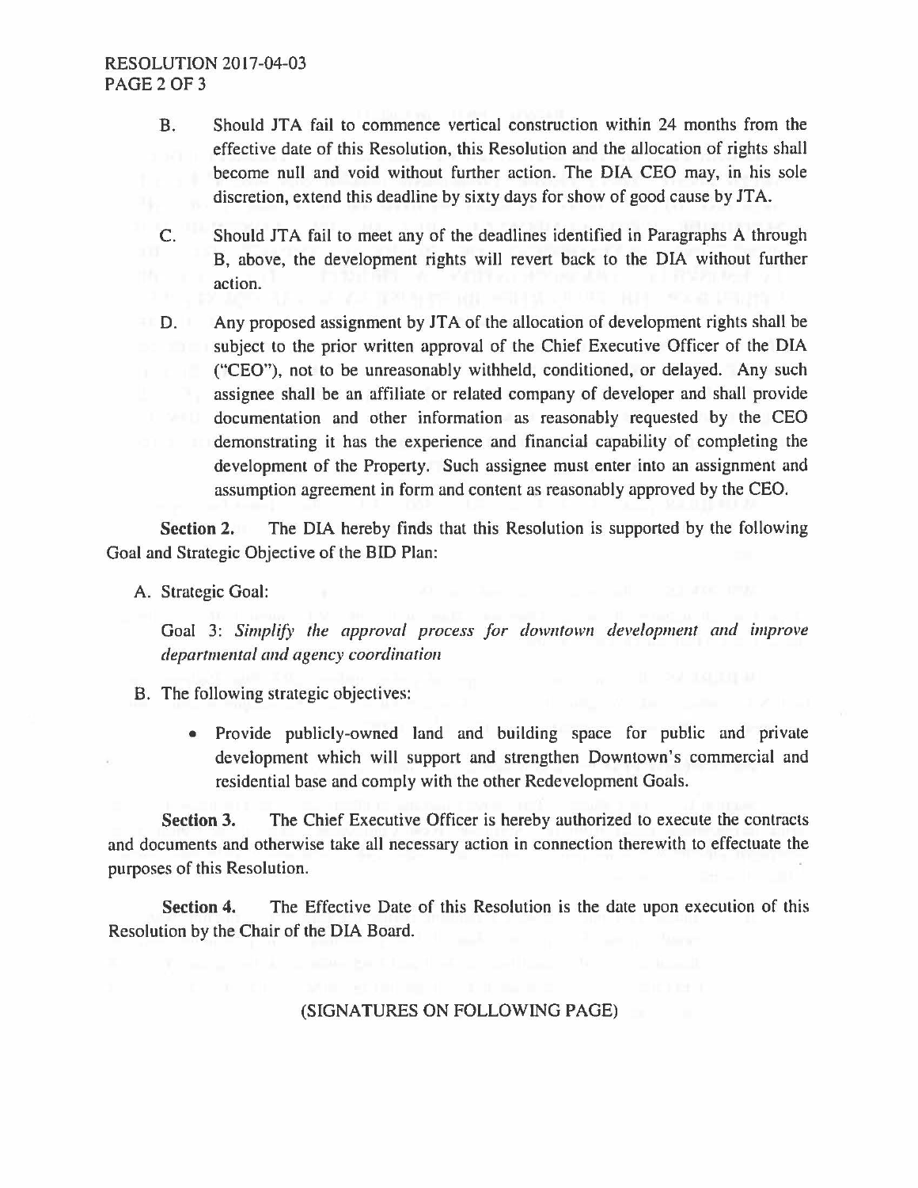B. Should JTA fail to commence vertical construction within 24 months from the effective date of this Resolution, this Resolution and the allocation of rights shall become null and void without further action. The DIA CEO may, in his sole discretion, extend this deadline by sixty days for show of good cause by JTA.

C. Should JTA fail to meet any of the deadlines identified in Paragraphs A through B, above, the development rights will revert back to the DIA without further action.

D. Any proposed assignment by JTA of the allocation of development rights shall be subject to the prior written approval of the Chief Executive Officer of the DIA ("CEO"), not to be unreasonably withheld, conditioned, or delayed. Any such assignee shall be an affiliate or related company of developer and shall provide documentation and other information as reasonably requested by the CEO demonstrating it has the experience and financial capability of completing the development of the Property. Such assignee must enter into an assignment and assumption agreement in form and content as reasonably approved by the CEO.

**Section 2.** The DIA hereby finds that this Resolution is supported by the following Goal and Strategic Objective of the BID Plan:

A. Strategic Goal:

Goal 3: *Simplify the approval process for downtown development and improve departmental and agency coordination*

B. The following strategic objectives:

- Provide publicly-owned land and building space for public and private development which will support and strengthen Downtown's commercial and residential base and comply with the other Redevelopment Goals.

**Section 3.** The Chief Executive Officer is hereby authorized to execute the contracts and documents and otherwise take all necessary action in connection therewith to effectuate the purposes of this Resolution.

**Section 4.** The Effective Date of this Resolution is the date upon execution of this Resolution by the Chair of the DIA Board.

(SIGNATURES ON FOLLOWING PAGE)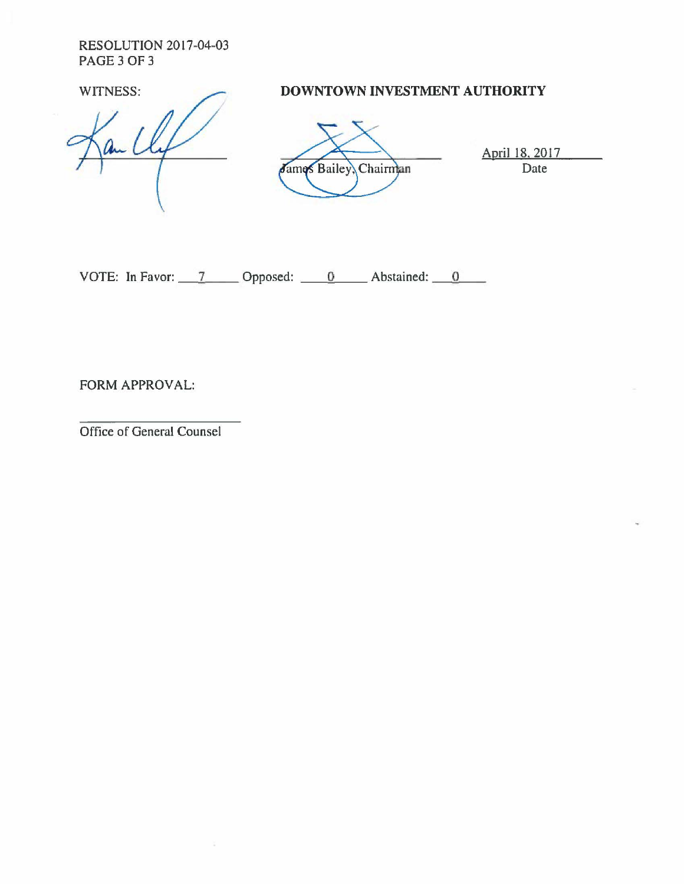RESOLUTION 2017-04-03

WITNESS:

**DOWNTOWN INVESTMENT AUTHORITY**

_________________________

_________________________
James Bailey, Chairman

April 18, 2017
Date

VOTE: In Favor: 7 Opposed: 0 Abstained: 0

FORM APPROVAL:

_________________________
Office of General Counsel